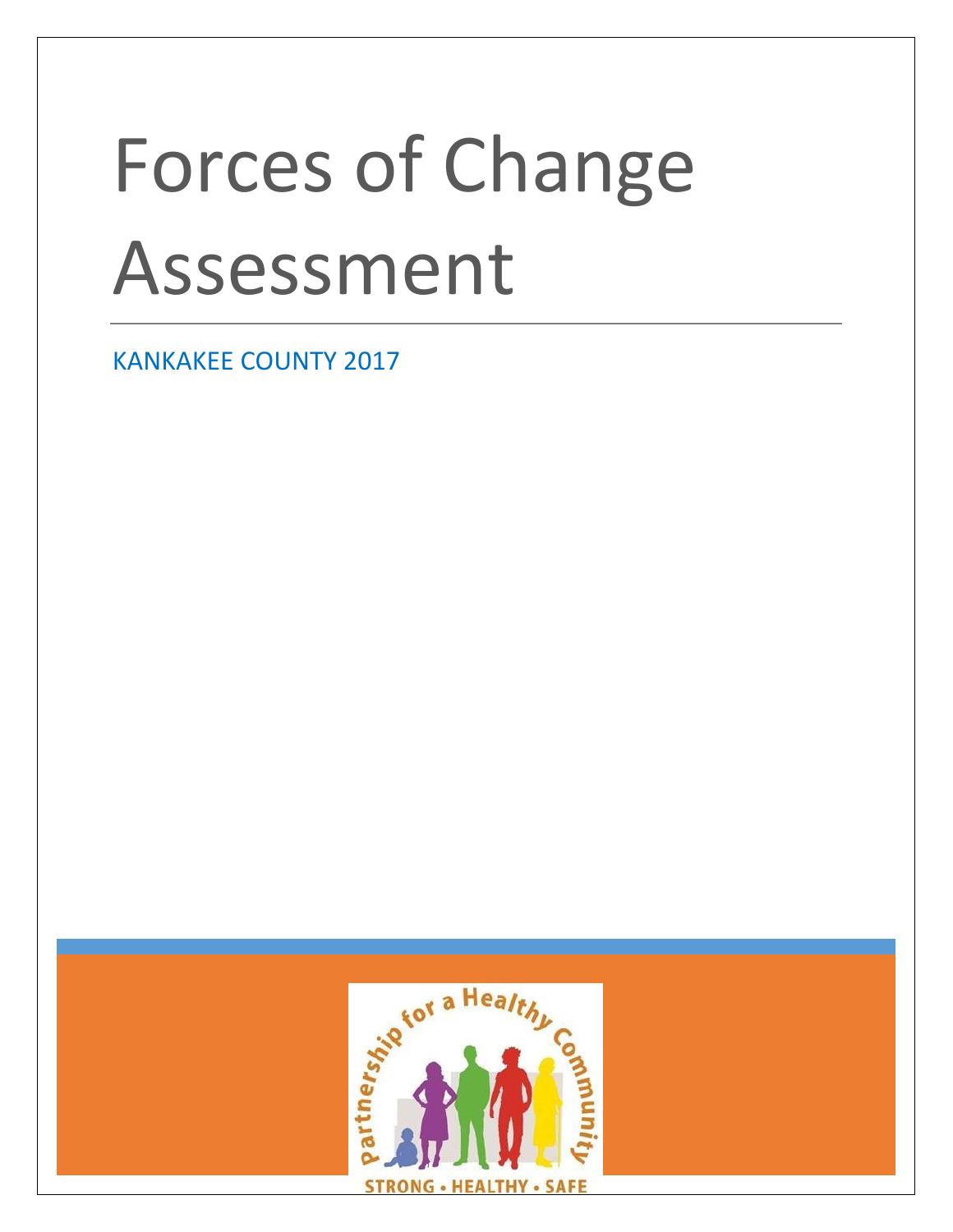# Forces of Change Assessment

KANKAKEE COUNTY 2017

Partnership for a Healthy Community

STRONG • HEALTHY • SAFE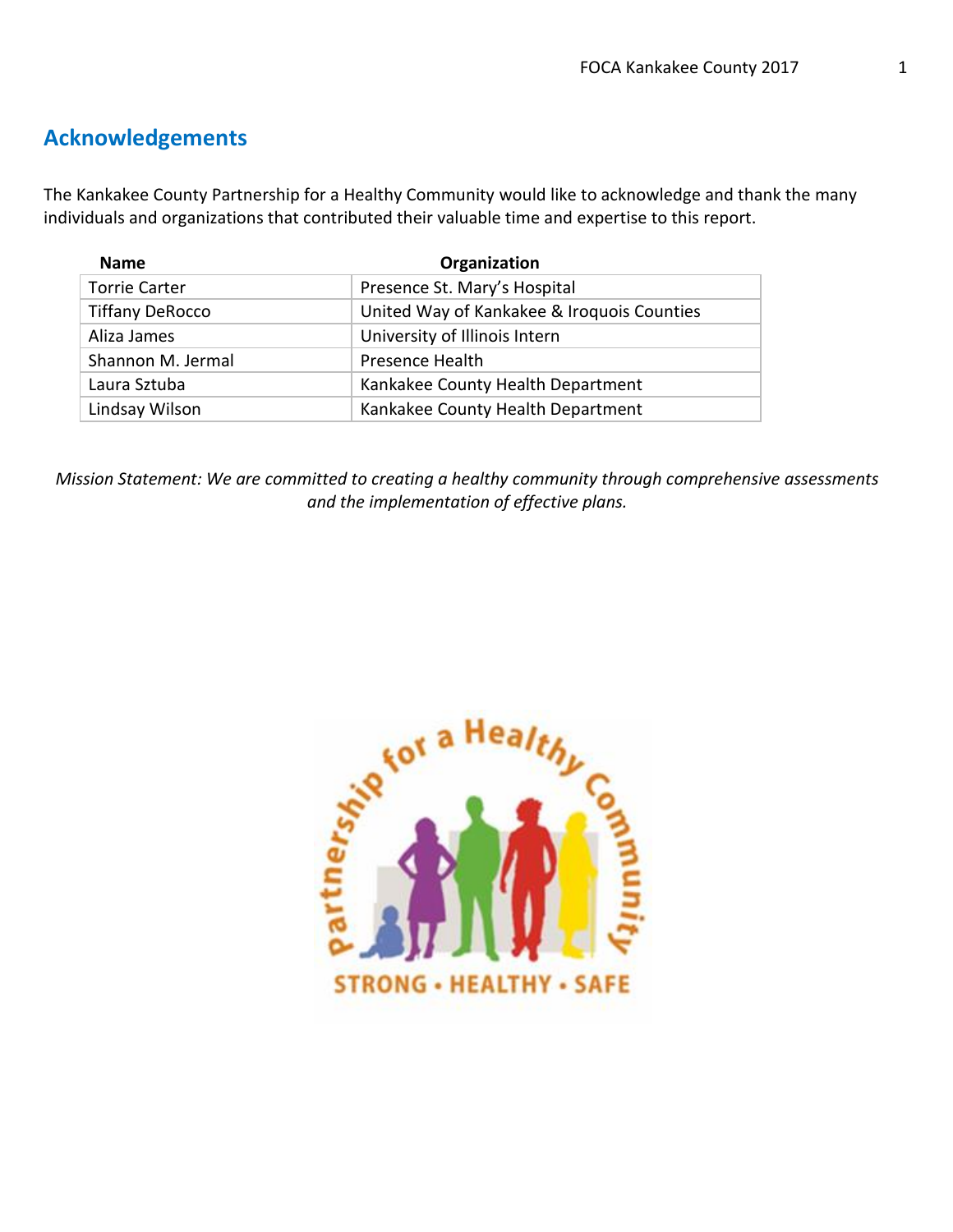## Acknowledgements

The Kankakee County Partnership for a Healthy Community would like to acknowledge and thank the many individuals and organizations that contributed their valuable time and expertise to this report.

| Name | Organization |
| --- | --- |
| Torrie Carter | Presence St. Mary's Hospital |
| Tiffany DeRocco | United Way of Kankakee & Iroquois Counties |
| Aliza James | University of Illinois Intern |
| Shannon M. Jermal | Presence Health |
| Laura Sztuba | Kankakee County Health Department |
| Lindsay Wilson | Kankakee County Health Department |

*Mission Statement: We are committed to creating a healthy community through comprehensive assessments and the implementation of effective plans.*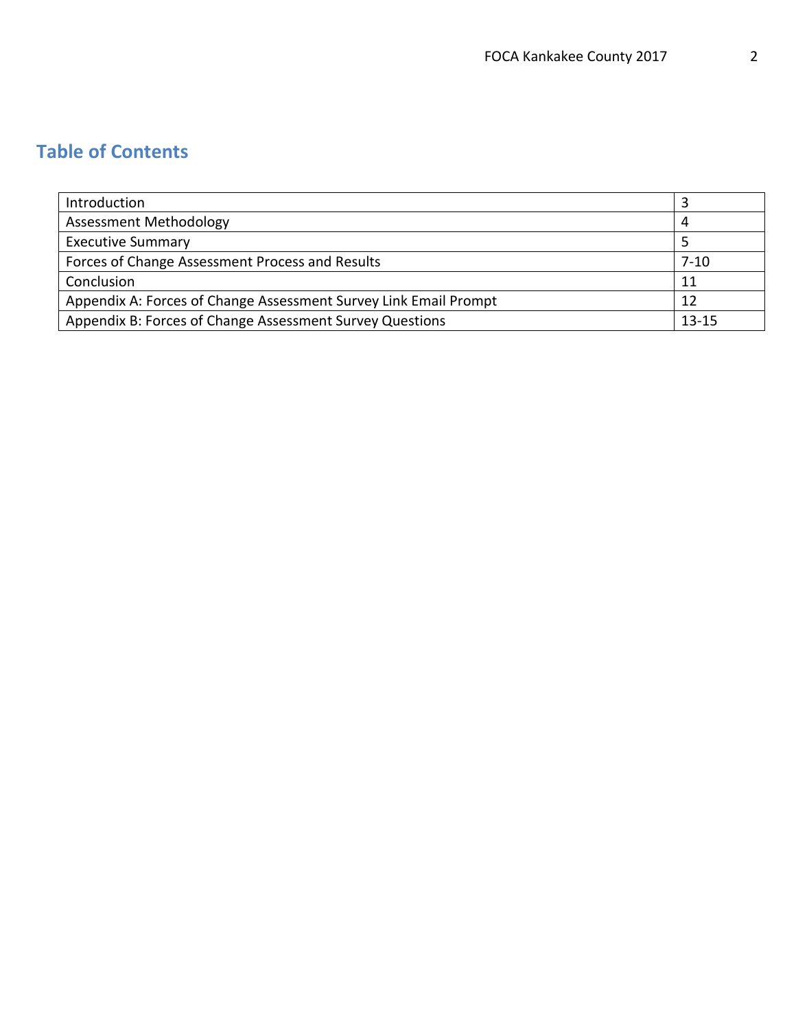## Table of Contents

| | |
|---|---|
| Introduction | 3 |
| Assessment Methodology | 4 |
| Executive Summary | 5 |
| Forces of Change Assessment Process and Results | 7-10 |
| Conclusion | 11 |
| Appendix A: Forces of Change Assessment Survey Link Email Prompt | 12 |
| Appendix B: Forces of Change Assessment Survey Questions | 13-15 |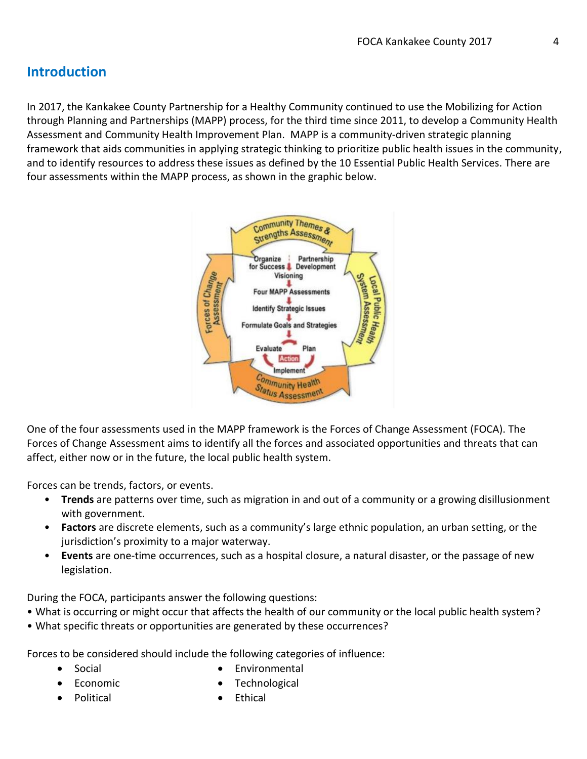## Introduction

In 2017, the Kankakee County Partnership for a Healthy Community continued to use the Mobilizing for Action through Planning and Partnerships (MAPP) process, for the third time since 2011, to develop a Community Health Assessment and Community Health Improvement Plan. MAPP is a community-driven strategic planning framework that aids communities in applying strategic thinking to prioritize public health issues in the community, and to identify resources to address these issues as defined by the 10 Essential Public Health Services. There are four assessments within the MAPP process, as shown in the graphic below.

One of the four assessments used in the MAPP framework is the Forces of Change Assessment (FOCA). The Forces of Change Assessment aims to identify all the forces and associated opportunities and threats that can affect, either now or in the future, the local public health system.

Forces can be trends, factors, or events.

- **Trends** are patterns over time, such as migration in and out of a community or a growing disillusionment with government.
- **Factors** are discrete elements, such as a community's large ethnic population, an urban setting, or the jurisdiction's proximity to a major waterway.
- **Events** are one-time occurrences, such as a hospital closure, a natural disaster, or the passage of new legislation.

During the FOCA, participants answer the following questions:

- What is occurring or might occur that affects the health of our community or the local public health system?
- What specific threats or opportunities are generated by these occurrences?

Forces to be considered should include the following categories of influence:

- Social
- Economic
- Political
- Environmental
- Technological
- Ethical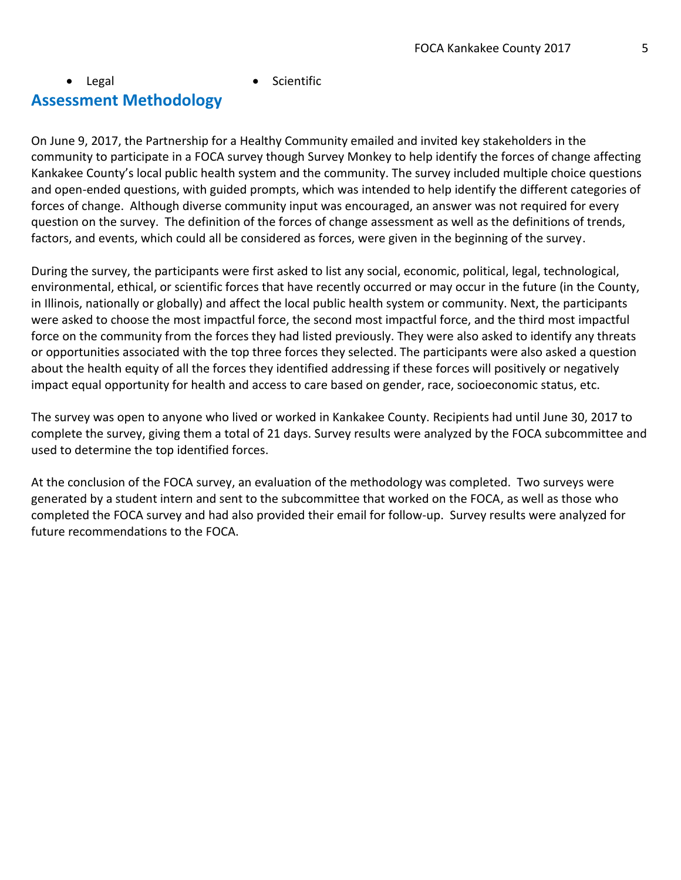- Legal
- Scientific

## Assessment Methodology

On June 9, 2017, the Partnership for a Healthy Community emailed and invited key stakeholders in the community to participate in a FOCA survey though Survey Monkey to help identify the forces of change affecting Kankakee County's local public health system and the community. The survey included multiple choice questions and open-ended questions, with guided prompts, which was intended to help identify the different categories of forces of change. Although diverse community input was encouraged, an answer was not required for every question on the survey. The definition of the forces of change assessment as well as the definitions of trends, factors, and events, which could all be considered as forces, were given in the beginning of the survey.

During the survey, the participants were first asked to list any social, economic, political, legal, technological, environmental, ethical, or scientific forces that have recently occurred or may occur in the future (in the County, in Illinois, nationally or globally) and affect the local public health system or community. Next, the participants were asked to choose the most impactful force, the second most impactful force, and the third most impactful force on the community from the forces they had listed previously. They were also asked to identify any threats or opportunities associated with the top three forces they selected. The participants were also asked a question about the health equity of all the forces they identified addressing if these forces will positively or negatively impact equal opportunity for health and access to care based on gender, race, socioeconomic status, etc.

The survey was open to anyone who lived or worked in Kankakee County. Recipients had until June 30, 2017 to complete the survey, giving them a total of 21 days. Survey results were analyzed by the FOCA subcommittee and used to determine the top identified forces.

At the conclusion of the FOCA survey, an evaluation of the methodology was completed. Two surveys were generated by a student intern and sent to the subcommittee that worked on the FOCA, as well as those who completed the FOCA survey and had also provided their email for follow-up. Survey results were analyzed for future recommendations to the FOCA.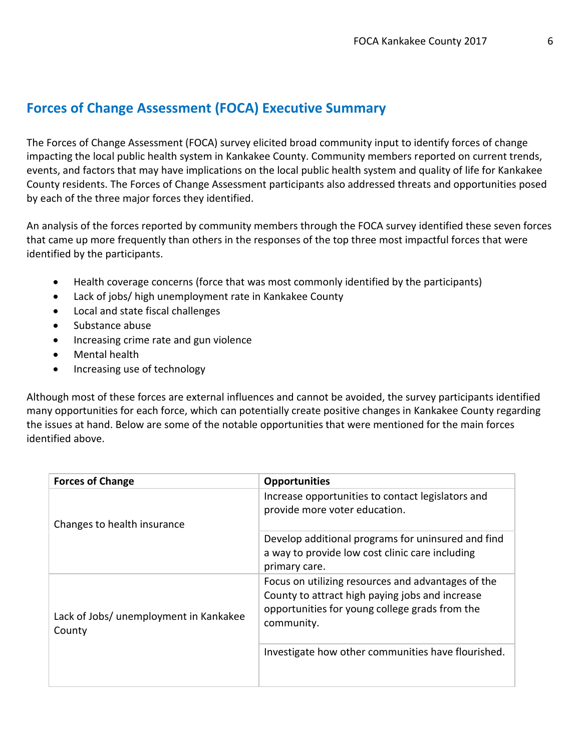## Forces of Change Assessment (FOCA) Executive Summary

The Forces of Change Assessment (FOCA) survey elicited broad community input to identify forces of change impacting the local public health system in Kankakee County. Community members reported on current trends, events, and factors that may have implications on the local public health system and quality of life for Kankakee County residents. The Forces of Change Assessment participants also addressed threats and opportunities posed by each of the three major forces they identified.

An analysis of the forces reported by community members through the FOCA survey identified these seven forces that came up more frequently than others in the responses of the top three most impactful forces that were identified by the participants.

- Health coverage concerns (force that was most commonly identified by the participants)
- Lack of jobs/ high unemployment rate in Kankakee County
- Local and state fiscal challenges
- Substance abuse
- Increasing crime rate and gun violence
- Mental health
- Increasing use of technology

Although most of these forces are external influences and cannot be avoided, the survey participants identified many opportunities for each force, which can potentially create positive changes in Kankakee County regarding the issues at hand. Below are some of the notable opportunities that were mentioned for the main forces identified above.

| Forces of Change | Opportunities |
|---|---|
| Changes to health insurance | Increase opportunities to contact legislators and provide more voter education. |
| | Develop additional programs for uninsured and find a way to provide low cost clinic care including primary care. |
| Lack of Jobs/ unemployment in Kankakee County | Focus on utilizing resources and advantages of the County to attract high paying jobs and increase opportunities for young college grads from the community. |
| | Investigate how other communities have flourished. |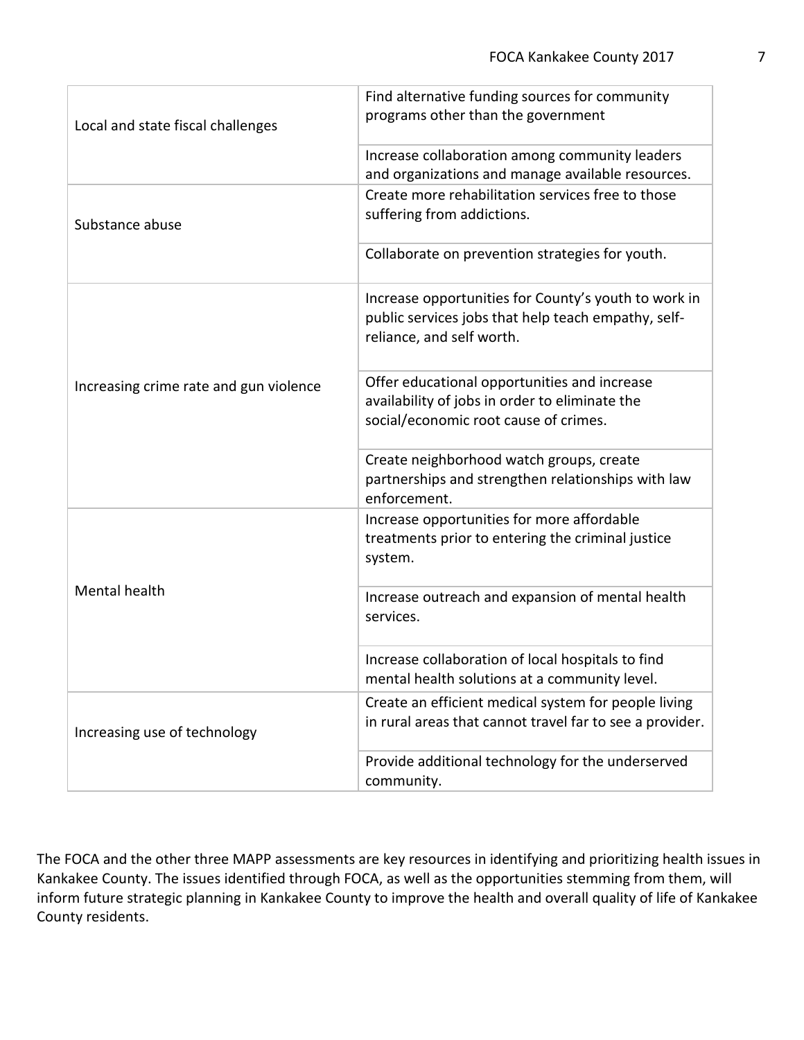| | |
|---|---|
| Local and state fiscal challenges | Find alternative funding sources for community programs other than the government |
| | Increase collaboration among community leaders and organizations and manage available resources. |
| Substance abuse | Create more rehabilitation services free to those suffering from addictions. |
| | Collaborate on prevention strategies for youth. |
| Increasing crime rate and gun violence | Increase opportunities for County's youth to work in public services jobs that help teach empathy, self-reliance, and self worth. |
| | Offer educational opportunities and increase availability of jobs in order to eliminate the social/economic root cause of crimes. |
| | Create neighborhood watch groups, create partnerships and strengthen relationships with law enforcement. |
| Mental health | Increase opportunities for more affordable treatments prior to entering the criminal justice system. |
| | Increase outreach and expansion of mental health services. |
| | Increase collaboration of local hospitals to find mental health solutions at a community level. |
| Increasing use of technology | Create an efficient medical system for people living in rural areas that cannot travel far to see a provider. |
| | Provide additional technology for the underserved community. |

The FOCA and the other three MAPP assessments are key resources in identifying and prioritizing health issues in Kankakee County. The issues identified through FOCA, as well as the opportunities stemming from them, will inform future strategic planning in Kankakee County to improve the health and overall quality of life of Kankakee County residents.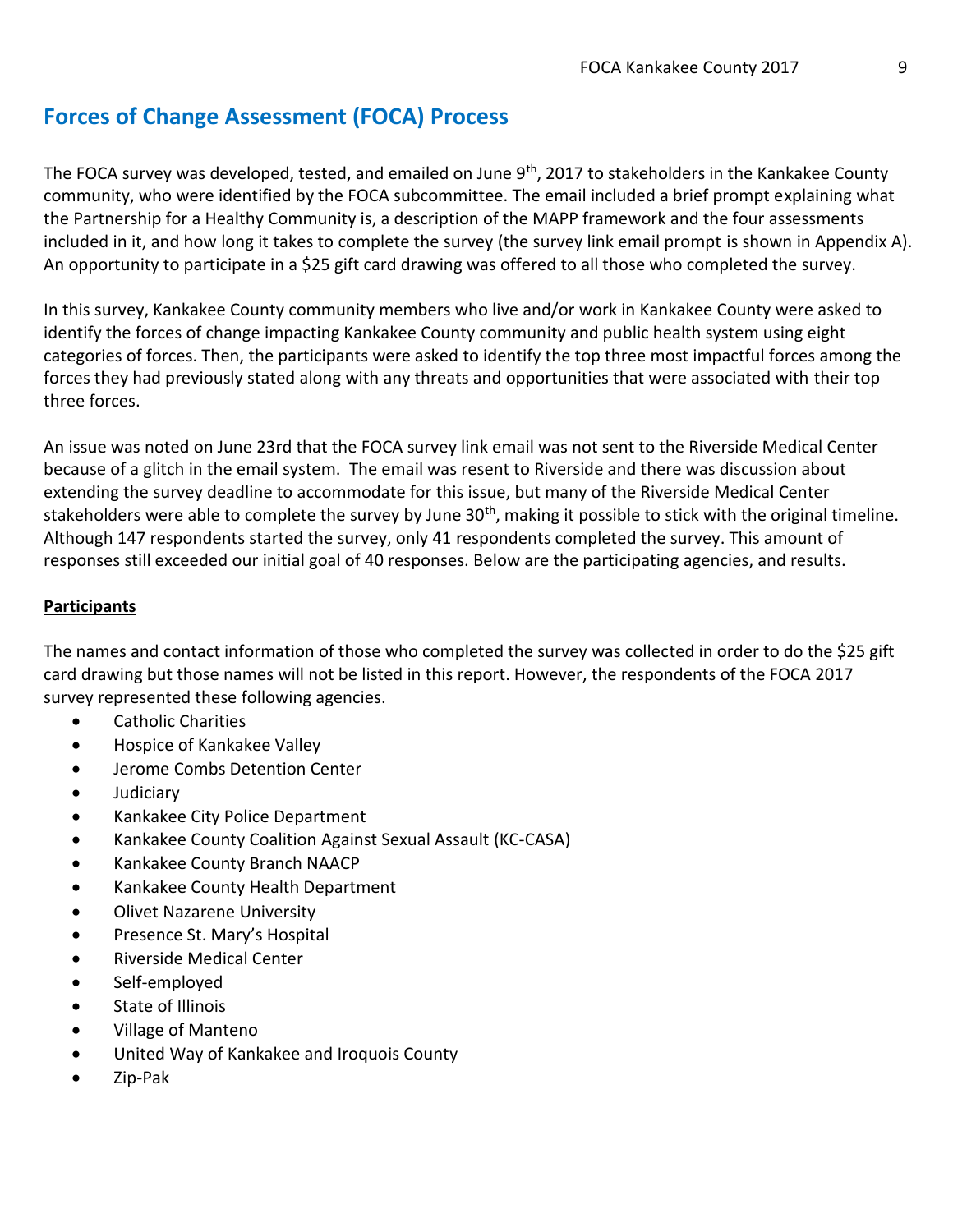## Forces of Change Assessment (FOCA) Process

The FOCA survey was developed, tested, and emailed on June 9th, 2017 to stakeholders in the Kankakee County community, who were identified by the FOCA subcommittee. The email included a brief prompt explaining what the Partnership for a Healthy Community is, a description of the MAPP framework and the four assessments included in it, and how long it takes to complete the survey (the survey link email prompt is shown in Appendix A). An opportunity to participate in a $25 gift card drawing was offered to all those who completed the survey.

In this survey, Kankakee County community members who live and/or work in Kankakee County were asked to identify the forces of change impacting Kankakee County community and public health system using eight categories of forces. Then, the participants were asked to identify the top three most impactful forces among the forces they had previously stated along with any threats and opportunities that were associated with their top three forces.

An issue was noted on June 23rd that the FOCA survey link email was not sent to the Riverside Medical Center because of a glitch in the email system. The email was resent to Riverside and there was discussion about extending the survey deadline to accommodate for this issue, but many of the Riverside Medical Center stakeholders were able to complete the survey by June 30th, making it possible to stick with the original timeline. Although 147 respondents started the survey, only 41 respondents completed the survey. This amount of responses still exceeded our initial goal of 40 responses. Below are the participating agencies, and results.

**Participants**

The names and contact information of those who completed the survey was collected in order to do the $25 gift card drawing but those names will not be listed in this report. However, the respondents of the FOCA 2017 survey represented these following agencies.

- Catholic Charities
- Hospice of Kankakee Valley
- Jerome Combs Detention Center
- Judiciary
- Kankakee City Police Department
- Kankakee County Coalition Against Sexual Assault (KC-CASA)
- Kankakee County Branch NAACP
- Kankakee County Health Department
- Olivet Nazarene University
- Presence St. Mary's Hospital
- Riverside Medical Center
- Self-employed
- State of Illinois
- Village of Manteno
- United Way of Kankakee and Iroquois County
- Zip-Pak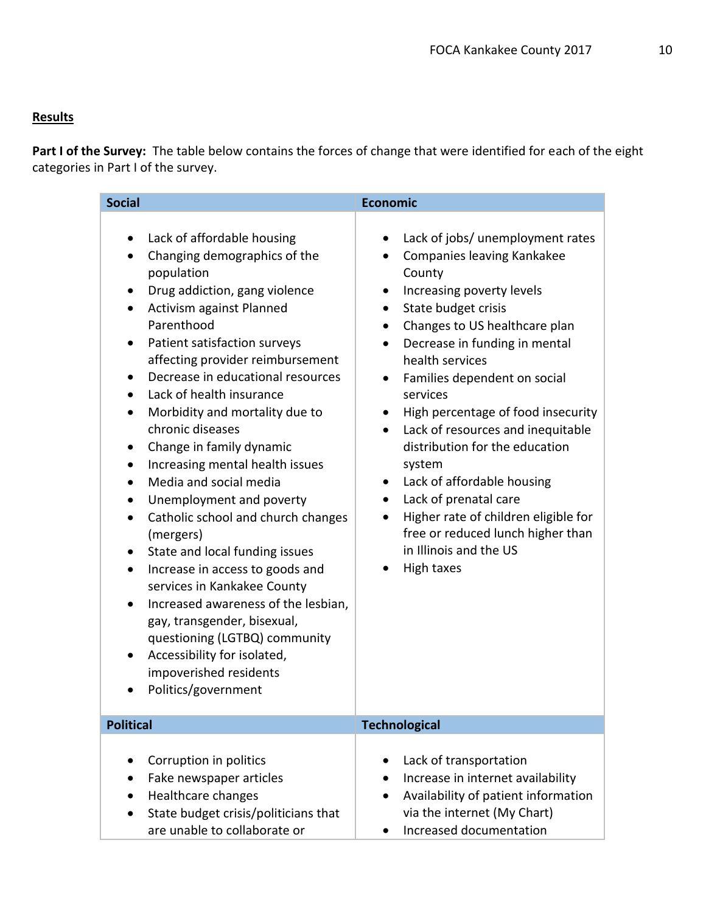**Results**

**Part I of the Survey:** The table below contains the forces of change that were identified for each of the eight categories in Part I of the survey.

| Social | Economic |
|---|---|
| • Lack of affordable housing<br>• Changing demographics of the population<br>• Drug addiction, gang violence<br>• Activism against Planned Parenthood<br>• Patient satisfaction surveys affecting provider reimbursement<br>• Decrease in educational resources<br>• Lack of health insurance<br>• Morbidity and mortality due to chronic diseases<br>• Change in family dynamic<br>• Increasing mental health issues<br>• Media and social media<br>• Unemployment and poverty<br>• Catholic school and church changes (mergers)<br>• State and local funding issues<br>• Increase in access to goods and services in Kankakee County<br>• Increased awareness of the lesbian, gay, transgender, bisexual, questioning (LGTBQ) community<br>• Accessibility for isolated, impoverished residents<br>• Politics/government | • Lack of jobs/ unemployment rates<br>• Companies leaving Kankakee County<br>• Increasing poverty levels<br>• State budget crisis<br>• Changes to US healthcare plan<br>• Decrease in funding in mental health services<br>• Families dependent on social services<br>• High percentage of food insecurity<br>• Lack of resources and inequitable distribution for the education system<br>• Lack of affordable housing<br>• Lack of prenatal care<br>• Higher rate of children eligible for free or reduced lunch higher than in Illinois and the US<br>• High taxes |
| **Political** | **Technological** |
| • Corruption in politics<br>• Fake newspaper articles<br>• Healthcare changes<br>• State budget crisis/politicians that are unable to collaborate or | • Lack of transportation<br>• Increase in internet availability<br>• Availability of patient information via the internet (My Chart)<br>• Increased documentation |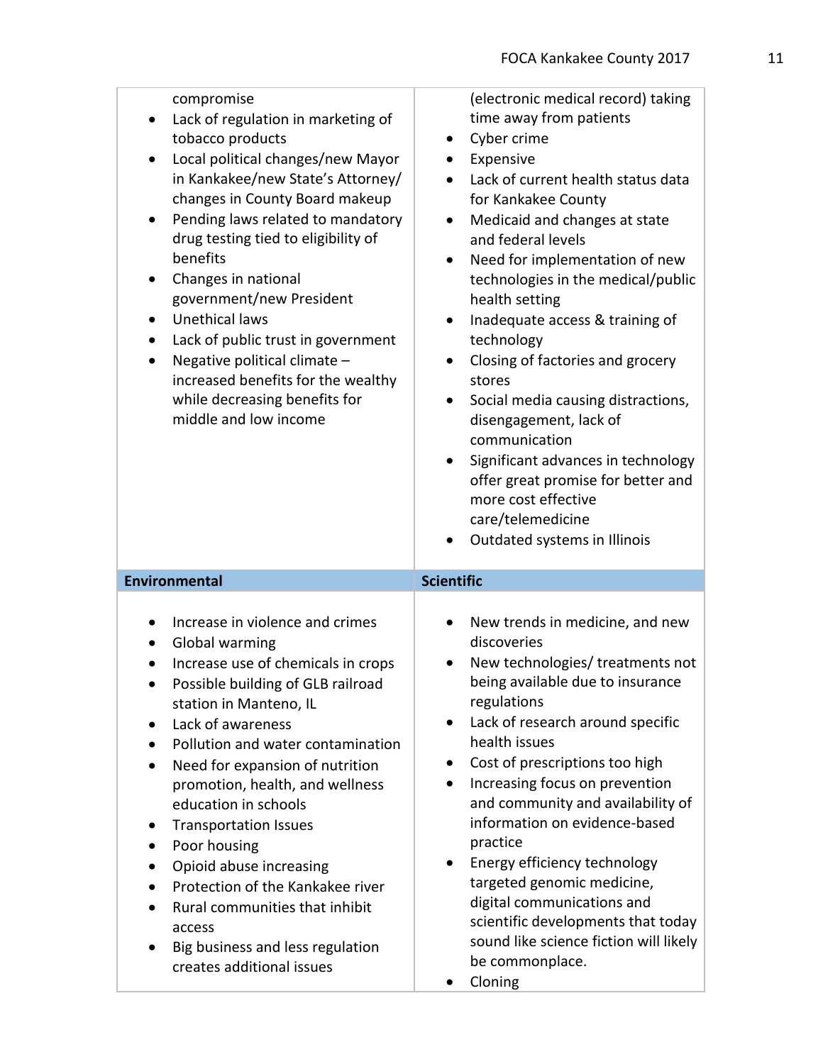| | |
|---|---|
| compromise<br>• Lack of regulation in marketing of tobacco products<br>• Local political changes/new Mayor in Kankakee/new State's Attorney/ changes in County Board makeup<br>• Pending laws related to mandatory drug testing tied to eligibility of benefits<br>• Changes in national government/new President<br>• Unethical laws<br>• Lack of public trust in government<br>• Negative political climate – increased benefits for the wealthy while decreasing benefits for middle and low income | (electronic medical record) taking time away from patients<br>• Cyber crime<br>• Expensive<br>• Lack of current health status data for Kankakee County<br>• Medicaid and changes at state and federal levels<br>• Need for implementation of new technologies in the medical/public health setting<br>• Inadequate access & training of technology<br>• Closing of factories and grocery stores<br>• Social media causing distractions, disengagement, lack of communication<br>• Significant advances in technology offer great promise for better and more cost effective care/telemedicine<br>• Outdated systems in Illinois |
| **Environmental** | **Scientific** |
| • Increase in violence and crimes<br>• Global warming<br>• Increase use of chemicals in crops<br>• Possible building of GLB railroad station in Manteno, IL<br>• Lack of awareness<br>• Pollution and water contamination<br>• Need for expansion of nutrition promotion, health, and wellness education in schools<br>• Transportation Issues<br>• Poor housing<br>• Opioid abuse increasing<br>• Protection of the Kankakee river<br>• Rural communities that inhibit access<br>• Big business and less regulation creates additional issues | • New trends in medicine, and new discoveries<br>• New technologies/ treatments not being available due to insurance regulations<br>• Lack of research around specific health issues<br>• Cost of prescriptions too high<br>• Increasing focus on prevention and community and availability of information on evidence-based practice<br>• Energy efficiency technology targeted genomic medicine, digital communications and scientific developments that today sound like science fiction will likely be commonplace.<br>• Cloning |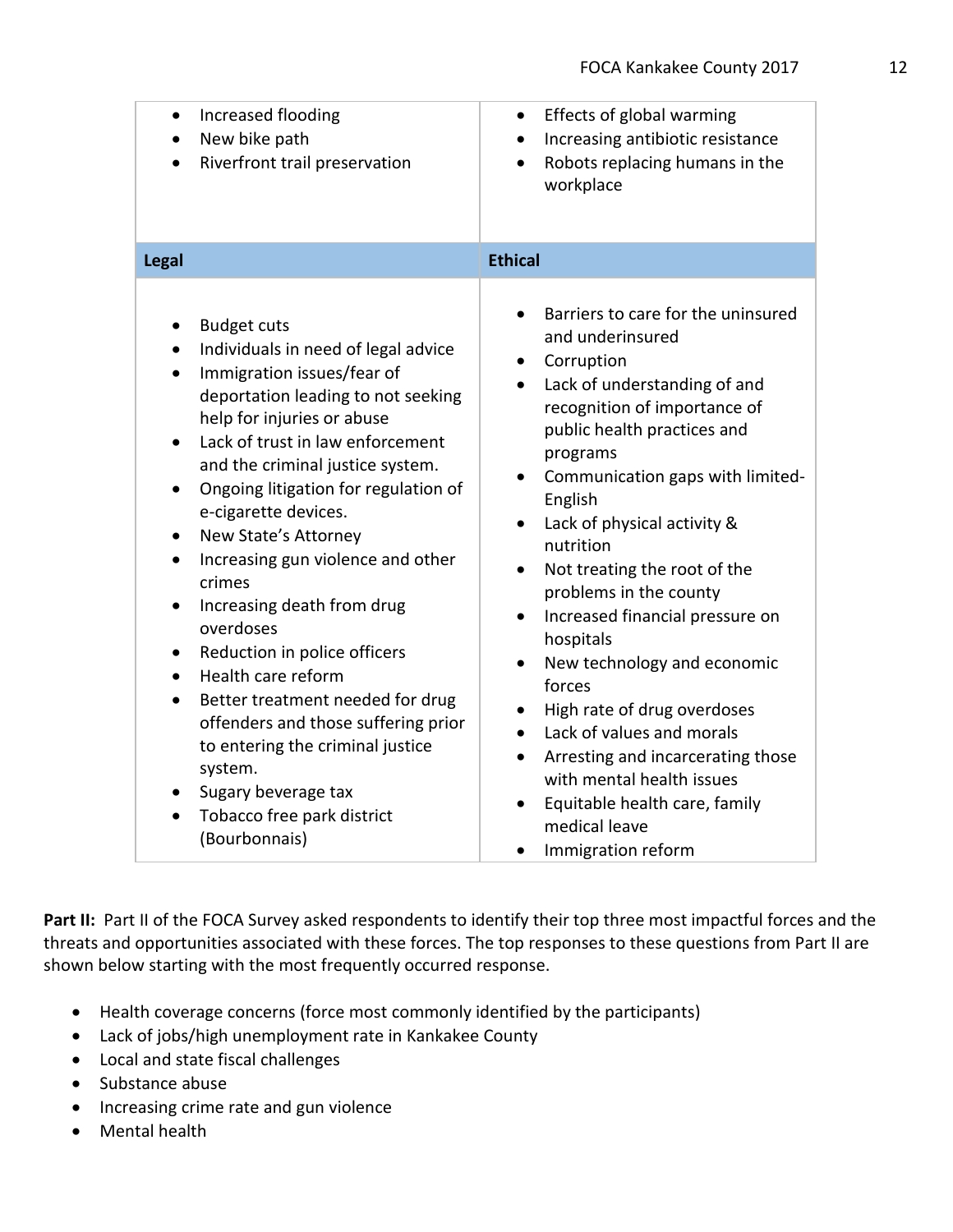| | |
|---|---|
| • Increased flooding<br>• New bike path<br>• Riverfront trail preservation | • Effects of global warming<br>• Increasing antibiotic resistance<br>• Robots replacing humans in the workplace |
| **Legal** | **Ethical** |
| • Budget cuts<br>• Individuals in need of legal advice<br>• Immigration issues/fear of deportation leading to not seeking help for injuries or abuse<br>• Lack of trust in law enforcement and the criminal justice system.<br>• Ongoing litigation for regulation of e-cigarette devices.<br>• New State's Attorney<br>• Increasing gun violence and other crimes<br>• Increasing death from drug overdoses<br>• Reduction in police officers<br>• Health care reform<br>• Better treatment needed for drug offenders and those suffering prior to entering the criminal justice system.<br>• Sugary beverage tax<br>• Tobacco free park district (Bourbonnais) | • Barriers to care for the uninsured and underinsured<br>• Corruption<br>• Lack of understanding of and recognition of importance of public health practices and programs<br>• Communication gaps with limited-English<br>• Lack of physical activity & nutrition<br>• Not treating the root of the problems in the county<br>• Increased financial pressure on hospitals<br>• New technology and economic forces<br>• High rate of drug overdoses<br>• Lack of values and morals<br>• Arresting and incarcerating those with mental health issues<br>• Equitable health care, family medical leave<br>• Immigration reform |

**Part II:** Part II of the FOCA Survey asked respondents to identify their top three most impactful forces and the threats and opportunities associated with these forces. The top responses to these questions from Part II are shown below starting with the most frequently occurred response.

- Health coverage concerns (force most commonly identified by the participants)
- Lack of jobs/high unemployment rate in Kankakee County
- Local and state fiscal challenges
- Substance abuse
- Increasing crime rate and gun violence
- Mental health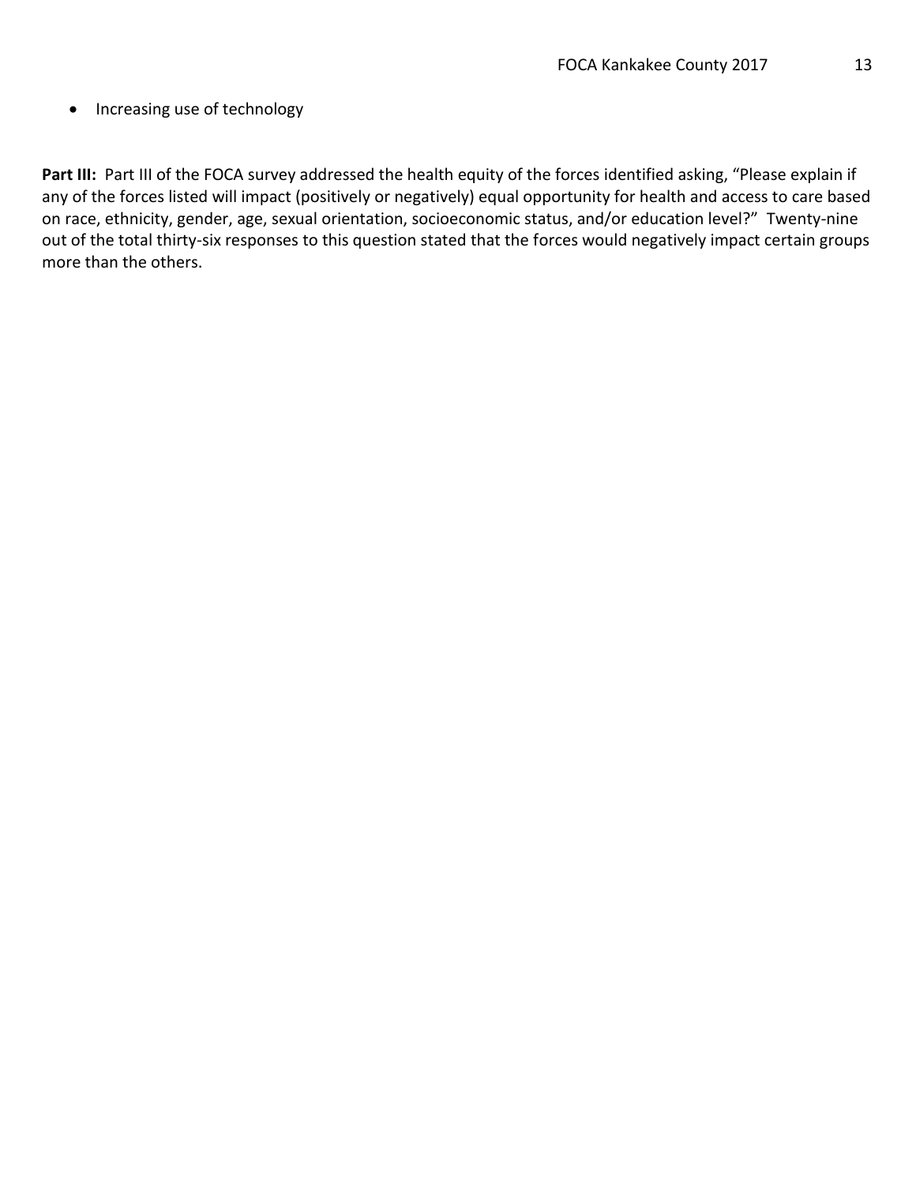- Increasing use of technology

**Part III:** Part III of the FOCA survey addressed the health equity of the forces identified asking, "Please explain if any of the forces listed will impact (positively or negatively) equal opportunity for health and access to care based on race, ethnicity, gender, age, sexual orientation, socioeconomic status, and/or education level?" Twenty-nine out of the total thirty-six responses to this question stated that the forces would negatively impact certain groups more than the others.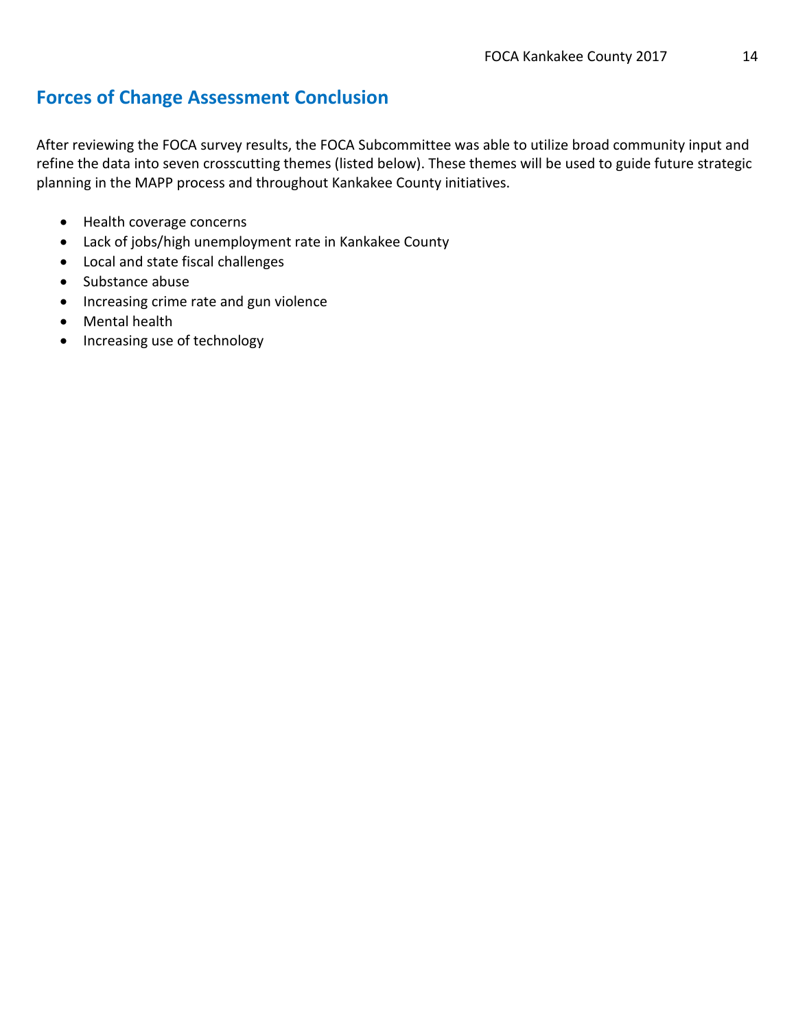## Forces of Change Assessment Conclusion

After reviewing the FOCA survey results, the FOCA Subcommittee was able to utilize broad community input and refine the data into seven crosscutting themes (listed below). These themes will be used to guide future strategic planning in the MAPP process and throughout Kankakee County initiatives.

- Health coverage concerns
- Lack of jobs/high unemployment rate in Kankakee County
- Local and state fiscal challenges
- Substance abuse
- Increasing crime rate and gun violence
- Mental health
- Increasing use of technology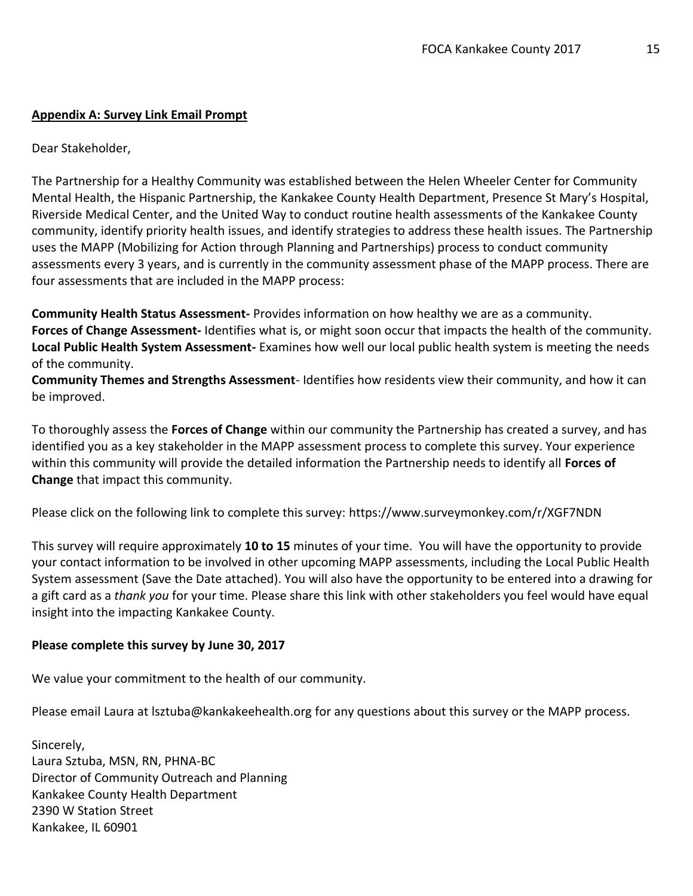**Appendix A: Survey Link Email Prompt**

Dear Stakeholder,

The Partnership for a Healthy Community was established between the Helen Wheeler Center for Community Mental Health, the Hispanic Partnership, the Kankakee County Health Department, Presence St Mary's Hospital, Riverside Medical Center, and the United Way to conduct routine health assessments of the Kankakee County community, identify priority health issues, and identify strategies to address these health issues. The Partnership uses the MAPP (Mobilizing for Action through Planning and Partnerships) process to conduct community assessments every 3 years, and is currently in the community assessment phase of the MAPP process. There are four assessments that are included in the MAPP process:

**Community Health Status Assessment-** Provides information on how healthy we are as a community.
**Forces of Change Assessment-** Identifies what is, or might soon occur that impacts the health of the community.
**Local Public Health System Assessment-** Examines how well our local public health system is meeting the needs of the community.
**Community Themes and Strengths Assessment**- Identifies how residents view their community, and how it can be improved.

To thoroughly assess the **Forces of Change** within our community the Partnership has created a survey, and has identified you as a key stakeholder in the MAPP assessment process to complete this survey. Your experience within this community will provide the detailed information the Partnership needs to identify all **Forces of Change** that impact this community.

Please click on the following link to complete this survey: https://www.surveymonkey.com/r/XGF7NDN

This survey will require approximately **10 to 15** minutes of your time. You will have the opportunity to provide your contact information to be involved in other upcoming MAPP assessments, including the Local Public Health System assessment (Save the Date attached). You will also have the opportunity to be entered into a drawing for a gift card as a *thank you* for your time. Please share this link with other stakeholders you feel would have equal insight into the impacting Kankakee County.

**Please complete this survey by June 30, 2017**

We value your commitment to the health of our community.

Please email Laura at lsztuba@kankakeehealth.org for any questions about this survey or the MAPP process.

Sincerely,
Laura Sztuba, MSN, RN, PHNA-BC
Director of Community Outreach and Planning
Kankakee County Health Department
2390 W Station Street
Kankakee, IL 60901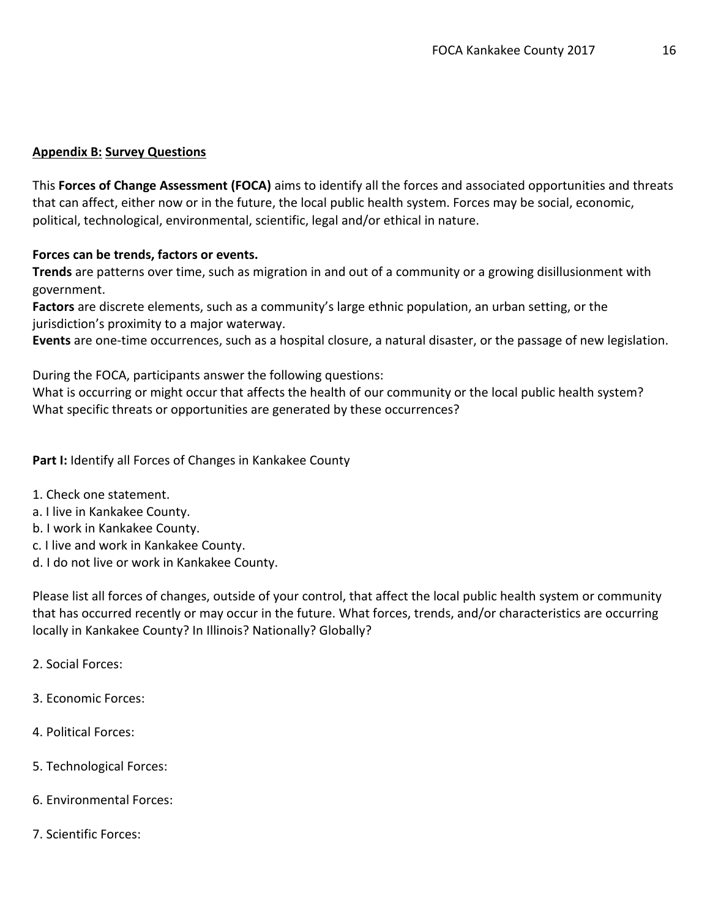## **Appendix B: Survey Questions**

This **Forces of Change Assessment (FOCA)** aims to identify all the forces and associated opportunities and threats that can affect, either now or in the future, the local public health system. Forces may be social, economic, political, technological, environmental, scientific, legal and/or ethical in nature.

**Forces can be trends, factors or events.**
**Trends** are patterns over time, such as migration in and out of a community or a growing disillusionment with government.
**Factors** are discrete elements, such as a community's large ethnic population, an urban setting, or the jurisdiction's proximity to a major waterway.
**Events** are one-time occurrences, such as a hospital closure, a natural disaster, or the passage of new legislation.

During the FOCA, participants answer the following questions:
What is occurring or might occur that affects the health of our community or the local public health system?
What specific threats or opportunities are generated by these occurrences?

**Part I:** Identify all Forces of Changes in Kankakee County

1. Check one statement.
a. I live in Kankakee County.
b. I work in Kankakee County.
c. I live and work in Kankakee County.
d. I do not live or work in Kankakee County.

Please list all forces of changes, outside of your control, that affect the local public health system or community that has occurred recently or may occur in the future. What forces, trends, and/or characteristics are occurring locally in Kankakee County? In Illinois? Nationally? Globally?

2. Social Forces:

3. Economic Forces:

4. Political Forces:

5. Technological Forces:

6. Environmental Forces:

7. Scientific Forces: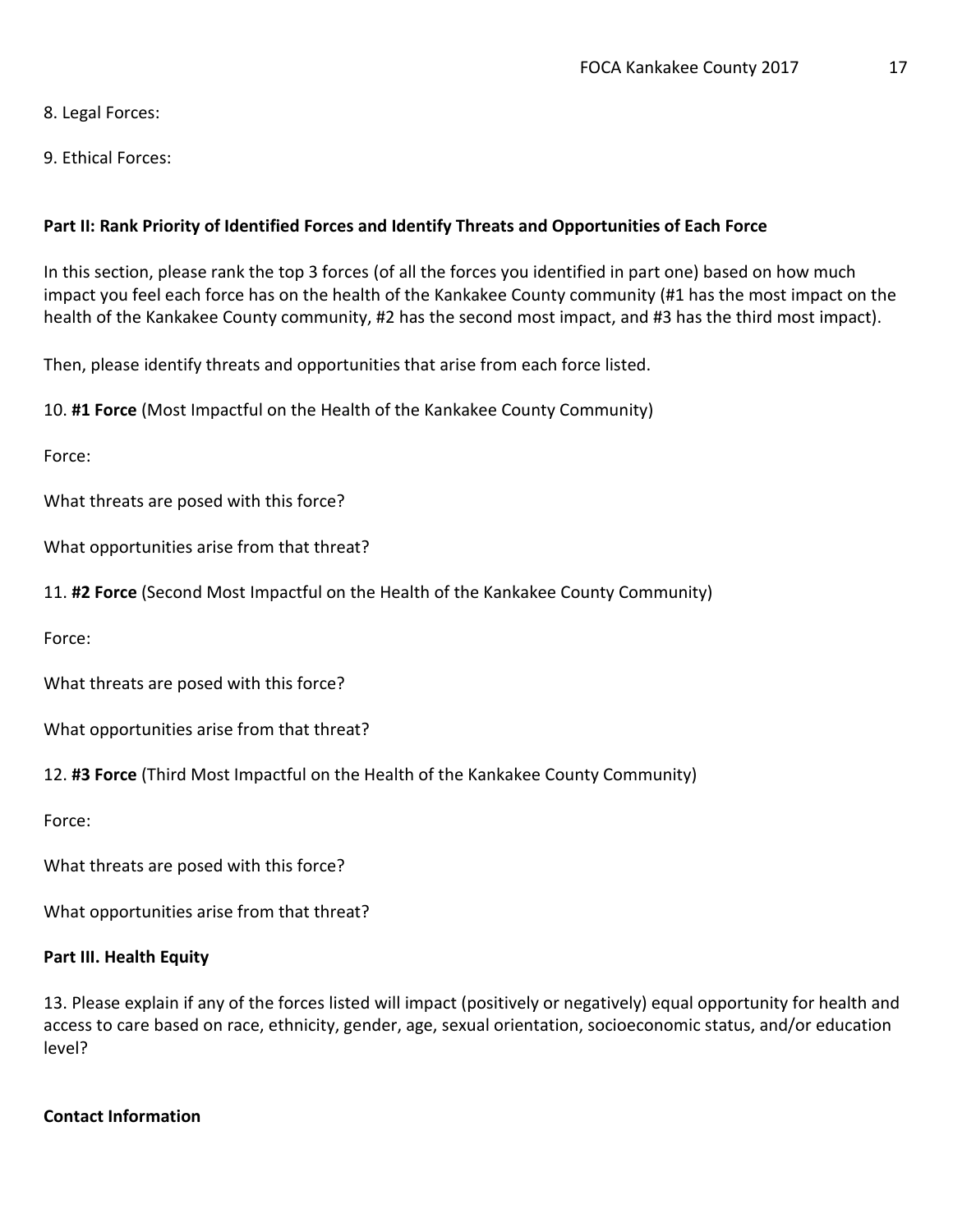8. Legal Forces:

9. Ethical Forces:

**Part II: Rank Priority of Identified Forces and Identify Threats and Opportunities of Each Force**

In this section, please rank the top 3 forces (of all the forces you identified in part one) based on how much impact you feel each force has on the health of the Kankakee County community (#1 has the most impact on the health of the Kankakee County community, #2 has the second most impact, and #3 has the third most impact).

Then, please identify threats and opportunities that arise from each force listed.

10. **#1 Force** (Most Impactful on the Health of the Kankakee County Community)

Force:

What threats are posed with this force?

What opportunities arise from that threat?

11. **#2 Force** (Second Most Impactful on the Health of the Kankakee County Community)

Force:

What threats are posed with this force?

What opportunities arise from that threat?

12. **#3 Force** (Third Most Impactful on the Health of the Kankakee County Community)

Force:

What threats are posed with this force?

What opportunities arise from that threat?

**Part III. Health Equity**

13. Please explain if any of the forces listed will impact (positively or negatively) equal opportunity for health and access to care based on race, ethnicity, gender, age, sexual orientation, socioeconomic status, and/or education level?

**Contact Information**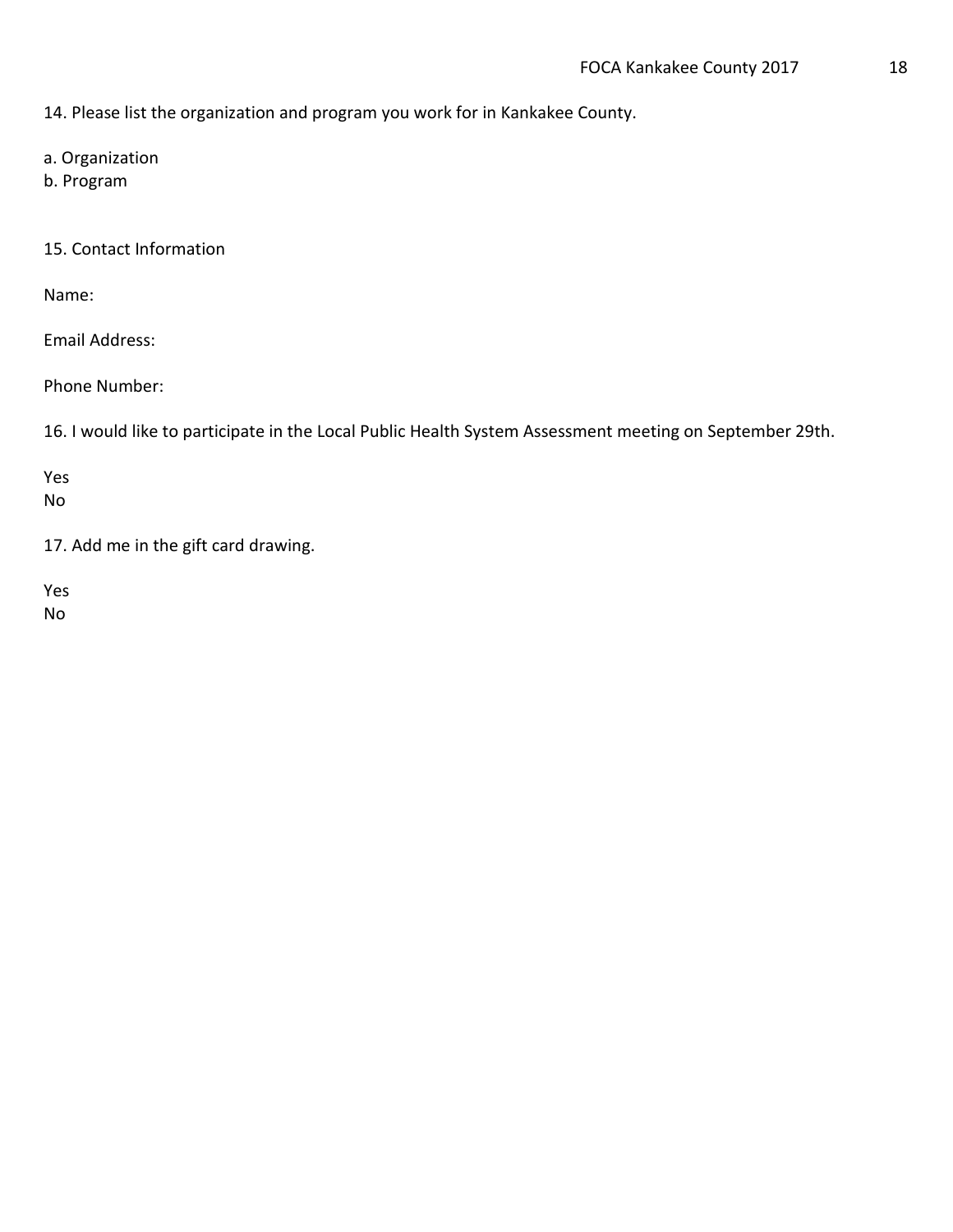14. Please list the organization and program you work for in Kankakee County.

a. Organization
b. Program

15. Contact Information

Name:

Email Address:

Phone Number:

16. I would like to participate in the Local Public Health System Assessment meeting on September 29th.

Yes
No

17. Add me in the gift card drawing.

Yes
No